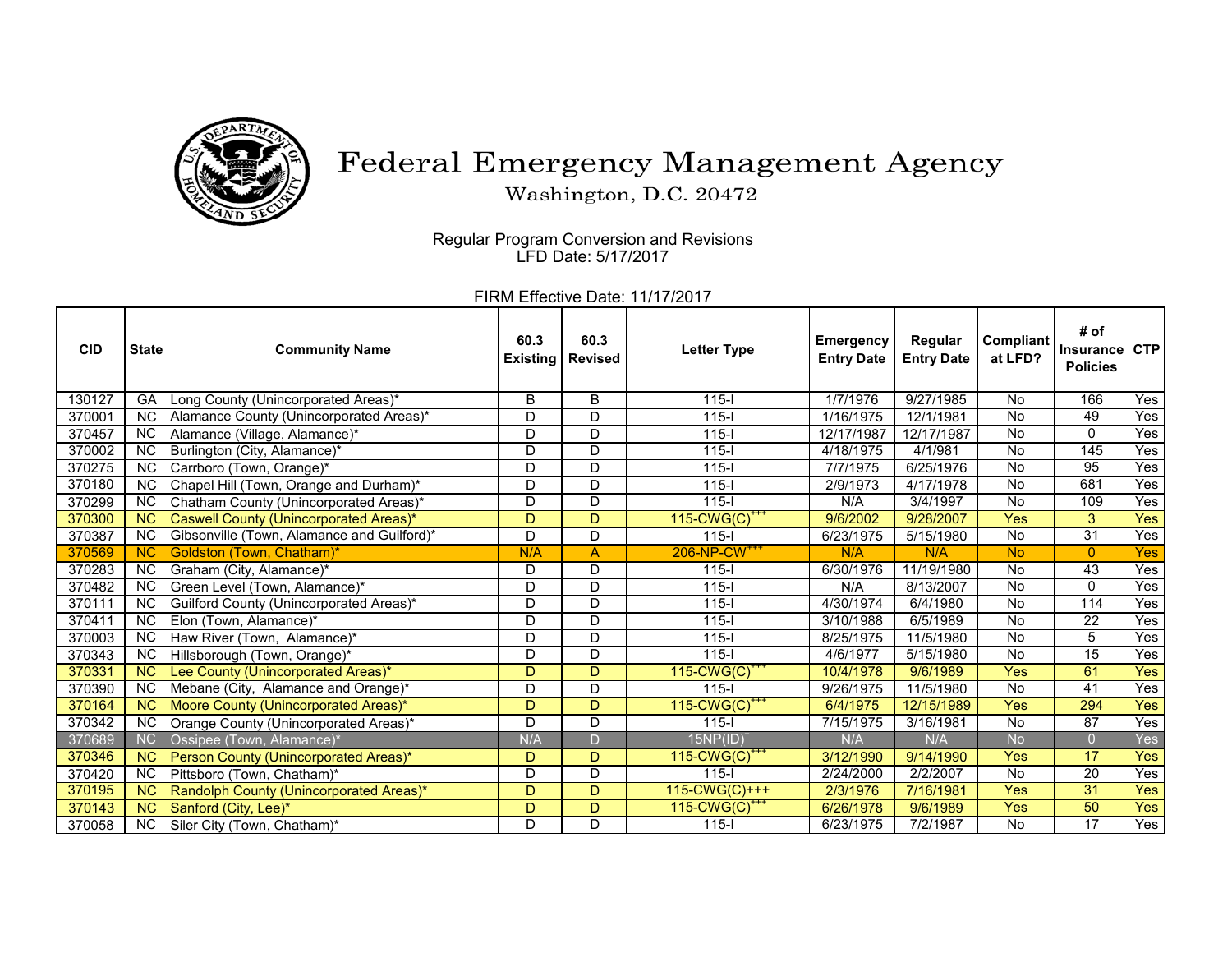# Federal Emergency Management Agency

Washington, D.C. 20472

Regular Program Conversion and Revisions
LFD Date: 5/17/2017

FIRM Effective Date: 11/17/2017

| CID | State | Community Name | 60.3 Existing | 60.3 Revised | Letter Type | Emergency Entry Date | Regular Entry Date | Compliant at LFD? | # of Insurance Policies | CTP |
|---|---|---|---|---|---|---|---|---|---|---|
| 130127 | GA | Long County (Unincorporated Areas)* | B | B | 115-I | 1/7/1976 | 9/27/1985 | No | 166 | Yes |
| 370001 | NC | Alamance County (Unincorporated Areas)* | D | D | 115-I | 1/16/1975 | 12/1/1981 | No | 49 | Yes |
| 370457 | NC | Alamance (Village, Alamance)* | D | D | 115-I | 12/17/1987 | 12/17/1987 | No | 0 | Yes |
| 370002 | NC | Burlington (City, Alamance)* | D | D | 115-I | 4/18/1975 | 4/1/981 | No | 145 | Yes |
| 370275 | NC | Carrboro (Town, Orange)* | D | D | 115-I | 7/7/1975 | 6/25/1976 | No | 95 | Yes |
| 370180 | NC | Chapel Hill (Town, Orange and Durham)* | D | D | 115-I | 2/9/1973 | 4/17/1978 | No | 681 | Yes |
| 370299 | NC | Chatham County (Unincorporated Areas)* | D | D | 115-I | N/A | 3/4/1997 | No | 109 | Yes |
| 370300 | NC | Caswell County (Unincorporated Areas)* | D | D | 115-CWG(C)+++ | 9/6/2002 | 9/28/2007 | Yes | 3 | Yes |
| 370387 | NC | Gibsonville (Town, Alamance and Guilford)* | D | D | 115-I | 6/23/1975 | 5/15/1980 | No | 31 | Yes |
| 370569 | NC | Goldston (Town, Chatham)* | N/A | A | 206-NP-CW+++ | N/A | N/A | No | 0 | Yes |
| 370283 | NC | Graham (City, Alamance)* | D | D | 115-I | 6/30/1976 | 11/19/1980 | No | 43 | Yes |
| 370482 | NC | Green Level (Town, Alamance)* | D | D | 115-I | N/A | 8/13/2007 | No | 0 | Yes |
| 370111 | NC | Guilford County (Unincorporated Areas)* | D | D | 115-I | 4/30/1974 | 6/4/1980 | No | 114 | Yes |
| 370411 | NC | Elon (Town, Alamance)* | D | D | 115-I | 3/10/1988 | 6/5/1989 | No | 22 | Yes |
| 370003 | NC | Haw River (Town, Alamance)* | D | D | 115-I | 8/25/1975 | 11/5/1980 | No | 5 | Yes |
| 370343 | NC | Hillsborough (Town, Orange)* | D | D | 115-I | 4/6/1977 | 5/15/1980 | No | 15 | Yes |
| 370331 | NC | Lee County (Unincorporated Areas)* | D | D | 115-CWG(C)+++ | 10/4/1978 | 9/6/1989 | Yes | 61 | Yes |
| 370390 | NC | Mebane (City, Alamance and Orange)* | D | D | 115-I | 9/26/1975 | 11/5/1980 | No | 41 | Yes |
| 370164 | NC | Moore County (Unincorporated Areas)* | D | D | 115-CWG(C)+++ | 6/4/1975 | 12/15/1989 | Yes | 294 | Yes |
| 370342 | NC | Orange County (Unincorporated Areas)* | D | D | 115-I | 7/15/1975 | 3/16/1981 | No | 87 | Yes |
| 370689 | NC | Ossipee (Town, Alamance)* | N/A | D | 15NP(ID)+ | N/A | N/A | No | 0 | Yes |
| 370346 | NC | Person County (Unincorporated Areas)* | D | D | 115-CWG(C)+++ | 3/12/1990 | 9/14/1990 | Yes | 17 | Yes |
| 370420 | NC | Pittsboro (Town, Chatham)* | D | D | 115-I | 2/24/2000 | 2/2/2007 | No | 20 | Yes |
| 370195 | NC | Randolph County (Unincorporated Areas)* | D | D | 115-CWG(C)+++ | 2/3/1976 | 7/16/1981 | Yes | 31 | Yes |
| 370143 | NC | Sanford (City, Lee)* | D | D | 115-CWG(C)+++ | 6/26/1978 | 9/6/1989 | Yes | 50 | Yes |
| 370058 | NC | Siler City (Town, Chatham)* | D | D | 115-I | 6/23/1975 | 7/2/1987 | No | 17 | Yes |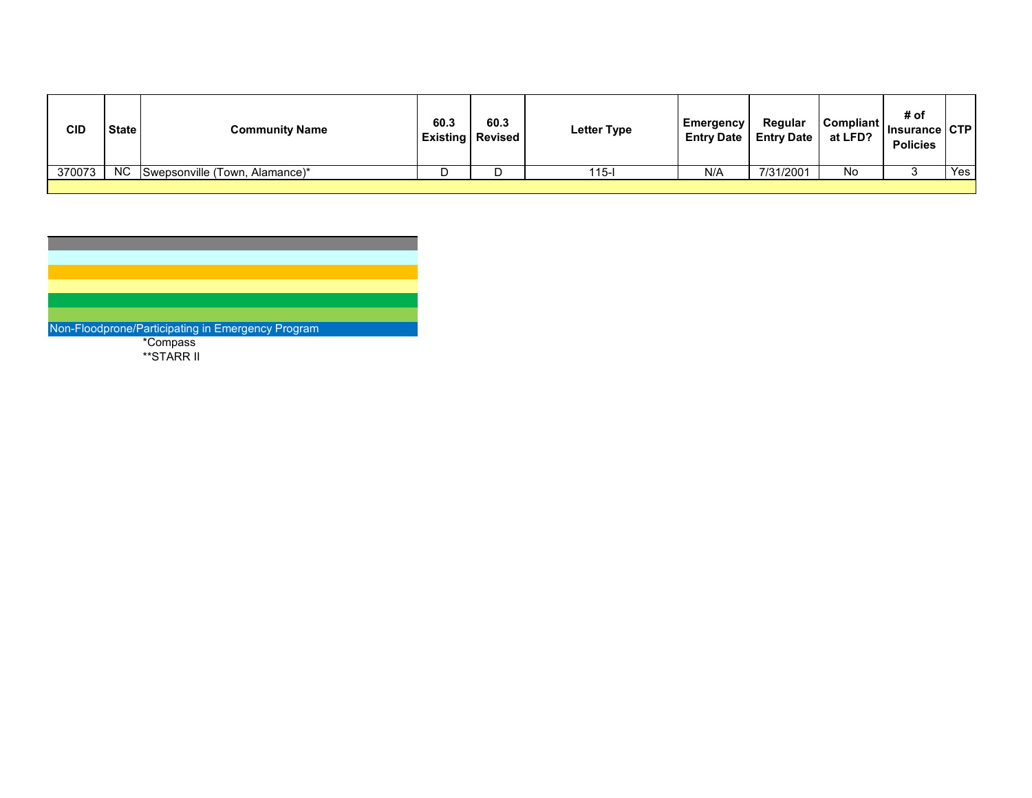| CID | State | Community Name | 60.3 Existing | 60.3 Revised | Letter Type | Emergency Entry Date | Regular Entry Date | Compliant at LFD? | # of Insurance Policies | CTP |
|---|---|---|---|---|---|---|---|---|---|---|
| 370073 | NC | Swepsonville (Town, Alamance)* | D | D | 115-I | N/A | 7/31/2001 | No | 3 | Yes |

Non-Floodprone/Participating in Emergency Program

*Compass

**STARR II